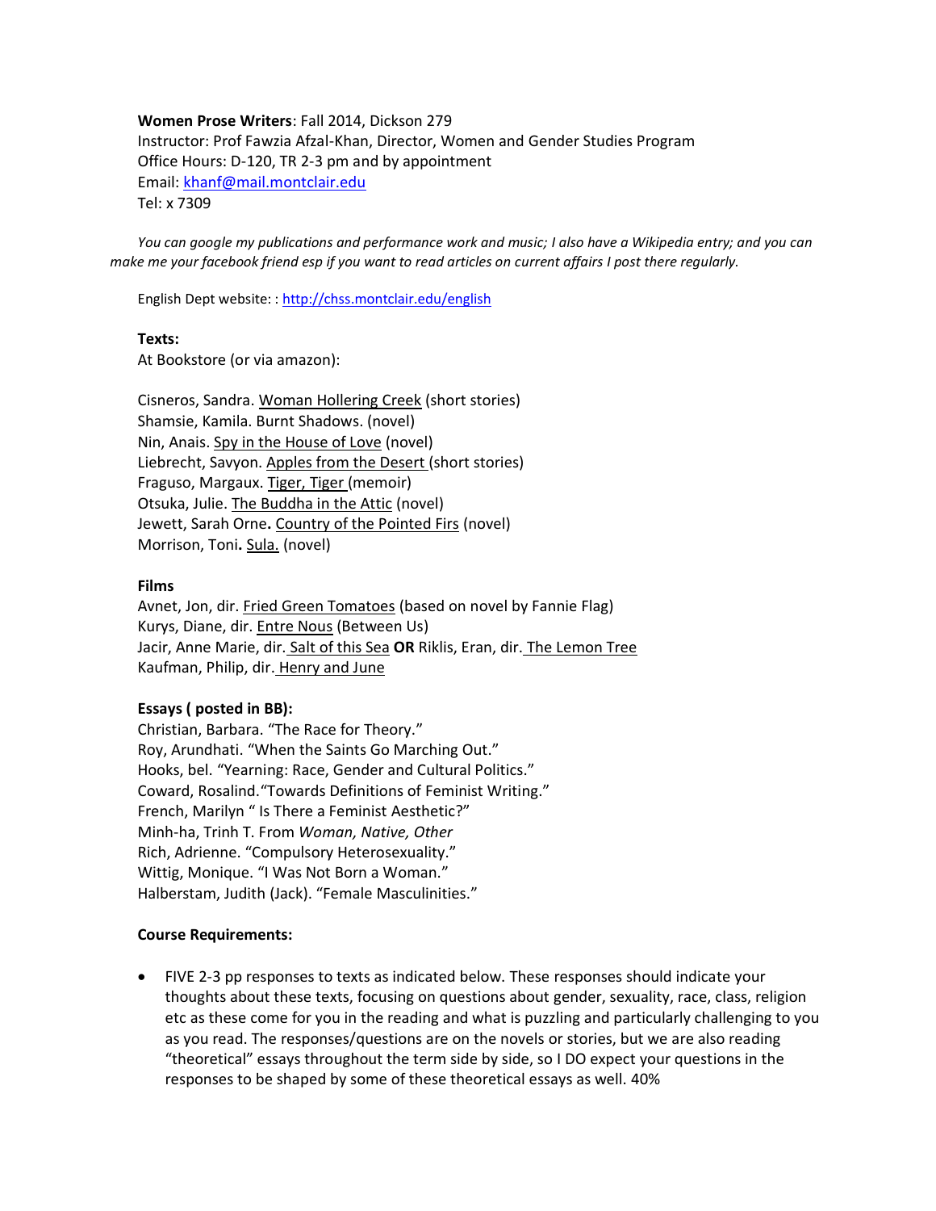**Women Prose Writers**: Fall 2014, Dickson 279
Instructor: Prof Fawzia Afzal-Khan, Director, Women and Gender Studies Program
Office Hours: D-120, TR 2-3 pm and by appointment
Email: khanf@mail.montclair.edu
Tel: x 7309

*You can google my publications and performance work and music; I also have a Wikipedia entry; and you can make me your facebook friend esp if you want to read articles on current affairs I post there regularly.*

English Dept website: : http://chss.montclair.edu/english

**Texts:**
At Bookstore (or via amazon):

Cisneros, Sandra. Woman Hollering Creek (short stories)
Shamsie, Kamila. Burnt Shadows. (novel)
Nin, Anais. Spy in the House of Love (novel)
Liebrecht, Savyon. Apples from the Desert (short stories)
Fraguso, Margaux. Tiger, Tiger (memoir)
Otsuka, Julie. The Buddha in the Attic (novel)
Jewett, Sarah Orne**.** Country of the Pointed Firs (novel)
Morrison, Toni**.** Sula. (novel)

**Films**
Avnet, Jon, dir. Fried Green Tomatoes (based on novel by Fannie Flag)
Kurys, Diane, dir. Entre Nous (Between Us)
Jacir, Anne Marie, dir. Salt of this Sea **OR** Riklis, Eran, dir. The Lemon Tree
Kaufman, Philip, dir. Henry and June

**Essays ( posted in BB):**
Christian, Barbara. "The Race for Theory."
Roy, Arundhati. "When the Saints Go Marching Out."
Hooks, bel. "Yearning: Race, Gender and Cultural Politics."
Coward, Rosalind."Towards Definitions of Feminist Writing."
French, Marilyn " Is There a Feminist Aesthetic?"
Minh-ha, Trinh T. From *Woman, Native, Other*
Rich, Adrienne. "Compulsory Heterosexuality."
Wittig, Monique. "I Was Not Born a Woman."
Halberstam, Judith (Jack). "Female Masculinities."

**Course Requirements:**

- FIVE 2-3 pp responses to texts as indicated below. These responses should indicate your thoughts about these texts, focusing on questions about gender, sexuality, race, class, religion etc as these come for you in the reading and what is puzzling and particularly challenging to you as you read. The responses/questions are on the novels or stories, but we are also reading "theoretical" essays throughout the term side by side, so I DO expect your questions in the responses to be shaped by some of these theoretical essays as well. 40%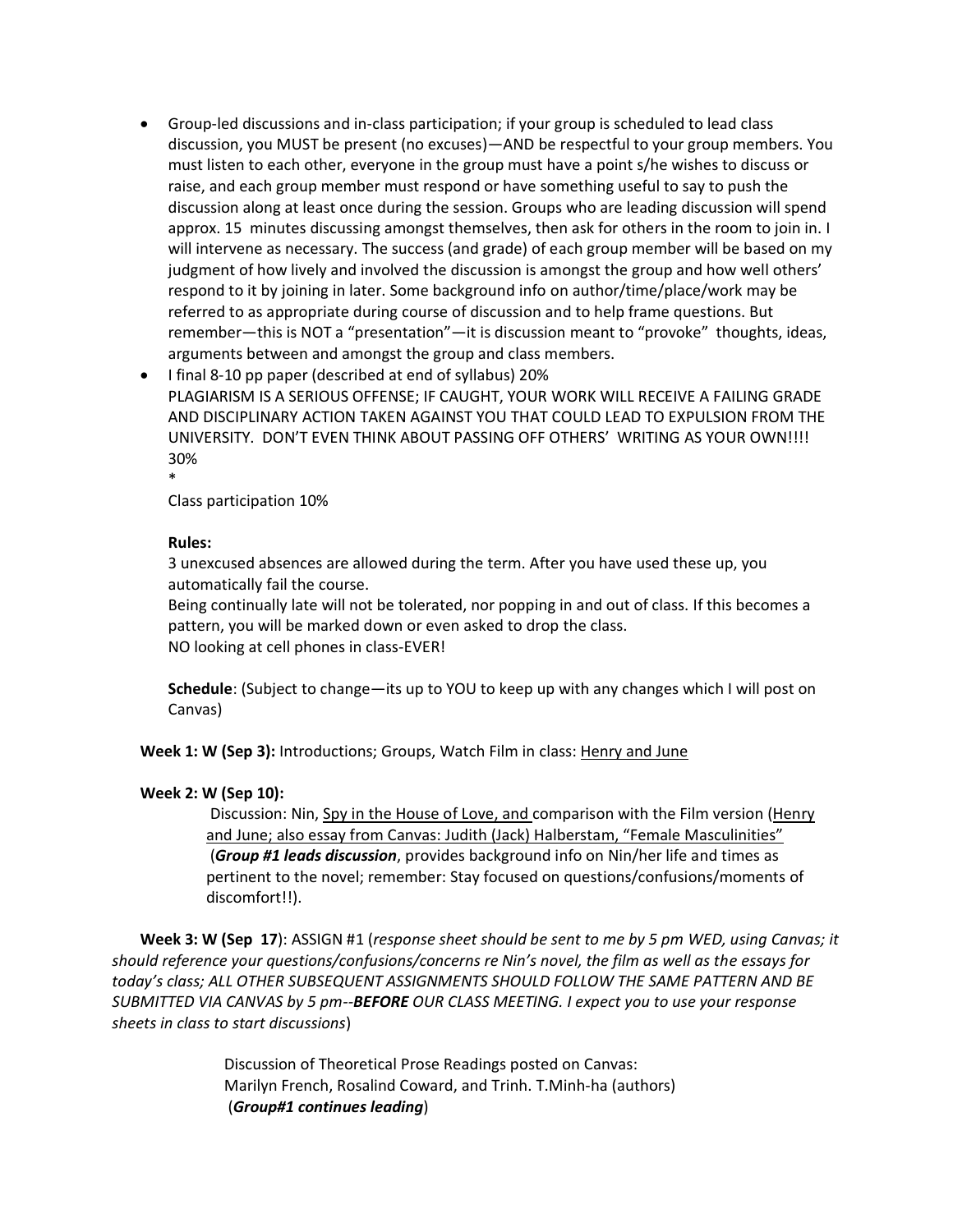- Group-led discussions and in-class participation; if your group is scheduled to lead class discussion, you MUST be present (no excuses)—AND be respectful to your group members. You must listen to each other, everyone in the group must have a point s/he wishes to discuss or raise, and each group member must respond or have something useful to say to push the discussion along at least once during the session. Groups who are leading discussion will spend approx. 15 minutes discussing amongst themselves, then ask for others in the room to join in. I will intervene as necessary. The success (and grade) of each group member will be based on my judgment of how lively and involved the discussion is amongst the group and how well others' respond to it by joining in later. Some background info on author/time/place/work may be referred to as appropriate during course of discussion and to help frame questions. But remember—this is NOT a "presentation"—it is discussion meant to "provoke" thoughts, ideas, arguments between and amongst the group and class members.
- I final 8-10 pp paper (described at end of syllabus) 20%
  PLAGIARISM IS A SERIOUS OFFENSE; IF CAUGHT, YOUR WORK WILL RECEIVE A FAILING GRADE AND DISCIPLINARY ACTION TAKEN AGAINST YOU THAT COULD LEAD TO EXPULSION FROM THE UNIVERSITY. DON'T EVEN THINK ABOUT PASSING OFF OTHERS' WRITING AS YOUR OWN!!!!
  30%
  *
  Class participation 10%

  **Rules:**
  3 unexcused absences are allowed during the term. After you have used these up, you automatically fail the course.
  Being continually late will not be tolerated, nor popping in and out of class. If this becomes a pattern, you will be marked down or even asked to drop the class.
  NO looking at cell phones in class-EVER!

  **Schedule**: (Subject to change—its up to YOU to keep up with any changes which I will post on Canvas)

**Week 1: W (Sep 3):** Introductions; Groups, Watch Film in class: Henry and June

**Week 2: W (Sep 10):**

Discussion: Nin, Spy in the House of Love, and comparison with the Film version (Henry and June; also essay from Canvas: Judith (Jack) Halberstam, "Female Masculinities" (***Group #1 leads discussion***, provides background info on Nin/her life and times as pertinent to the novel; remember: Stay focused on questions/confusions/moments of discomfort!!).

**Week 3: W (Sep 17)**: ASSIGN #1 (*response sheet should be sent to me by 5 pm WED, using Canvas; it should reference your questions/confusions/concerns re Nin's novel, the film as well as the essays for today's class; ALL OTHER SUBSEQUENT ASSIGNMENTS SHOULD FOLLOW THE SAME PATTERN AND BE SUBMITTED VIA CANVAS by 5 pm--**BEFORE** OUR CLASS MEETING. I expect you to use your response sheets in class to start discussions*)

Discussion of Theoretical Prose Readings posted on Canvas:
Marilyn French, Rosalind Coward, and Trinh. T.Minh-ha (authors)
(***Group#1 continues leading***)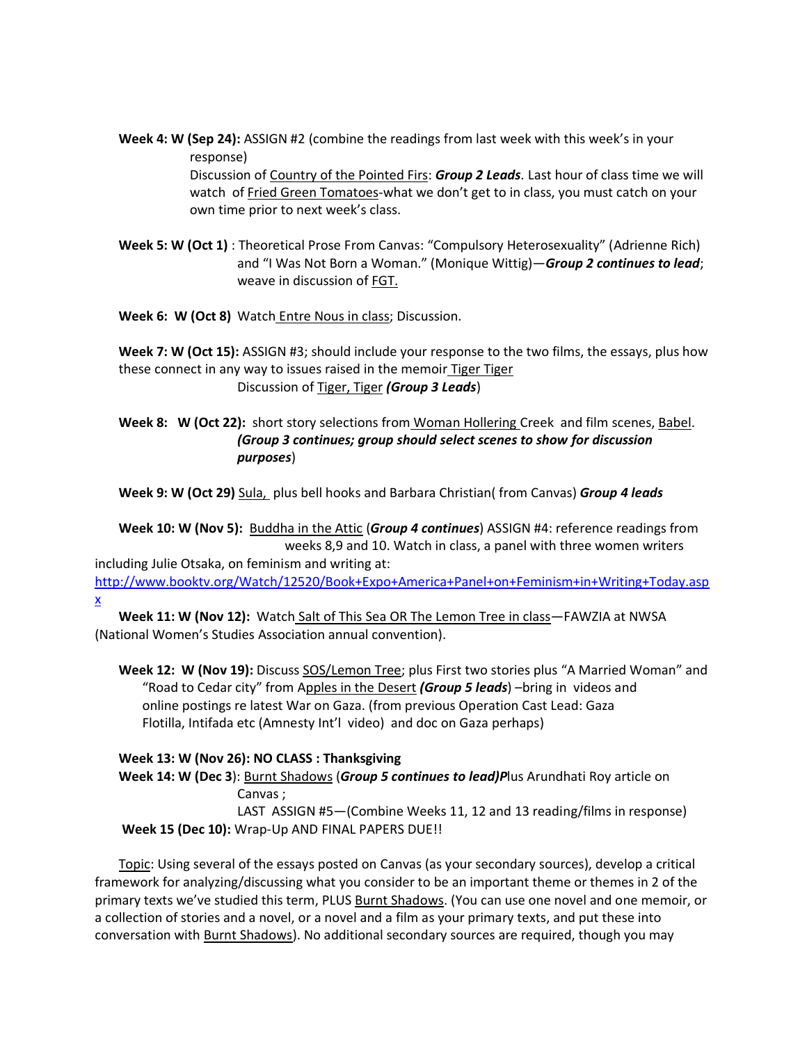**Week 4: W (Sep 24):** ASSIGN #2 (combine the readings from last week with this week's in your response)
Discussion of Country of the Pointed Firs: ***Group 2 Leads***. Last hour of class time we will watch of Fried Green Tomatoes-what we don't get to in class, you must catch on your own time prior to next week's class.

**Week 5: W (Oct 1)** : Theoretical Prose From Canvas: "Compulsory Heterosexuality" (Adrienne Rich) and "I Was Not Born a Woman." (Monique Wittig)—***Group 2 continues to lead***; weave in discussion of FGT.

**Week 6: W (Oct 8)** Watch Entre Nous in class; Discussion.

**Week 7: W (Oct 15):** ASSIGN #3; should include your response to the two films, the essays, plus how these connect in any way to issues raised in the memoir Tiger Tiger
Discussion of Tiger, Tiger ***(Group 3 Leads***)

**Week 8: W (Oct 22):** short story selections from Woman Hollering Creek and film scenes, Babel. ***(Group 3 continues; group should select scenes to show for discussion purposes***)

**Week 9: W (Oct 29)** Sula, plus bell hooks and Barbara Christian( from Canvas) ***Group 4 leads***

**Week 10: W (Nov 5):** Buddha in the Attic (***Group 4 continues***) ASSIGN #4: reference readings from weeks 8,9 and 10. Watch in class, a panel with three women writers including Julie Otsaka, on feminism and writing at:
http://www.booktv.org/Watch/12520/Book+Expo+America+Panel+on+Feminism+in+Writing+Today.aspx

**Week 11: W (Nov 12):** Watch Salt of This Sea OR The Lemon Tree in class—FAWZIA at NWSA (National Women's Studies Association annual convention).

**Week 12: W (Nov 19):** Discuss SOS/Lemon Tree; plus First two stories plus "A Married Woman" and "Road to Cedar city" from Apples in the Desert ***(Group 5 leads***) –bring in videos and online postings re latest War on Gaza. (from previous Operation Cast Lead: Gaza Flotilla, Intifada etc (Amnesty Int'l video) and doc on Gaza perhaps)

**Week 13: W (Nov 26): NO CLASS : Thanksgiving**

**Week 14: W (Dec 3**): Burnt Shadows (***Group 5 continues to lead)P***lus Arundhati Roy article on Canvas ;
LAST ASSIGN #5—(Combine Weeks 11, 12 and 13 reading/films in response)

**Week 15 (Dec 10):** Wrap-Up AND FINAL PAPERS DUE!!

Topic: Using several of the essays posted on Canvas (as your secondary sources), develop a critical framework for analyzing/discussing what you consider to be an important theme or themes in 2 of the primary texts we've studied this term, PLUS Burnt Shadows. (You can use one novel and one memoir, or a collection of stories and a novel, or a novel and a film as your primary texts, and put these into conversation with Burnt Shadows). No additional secondary sources are required, though you may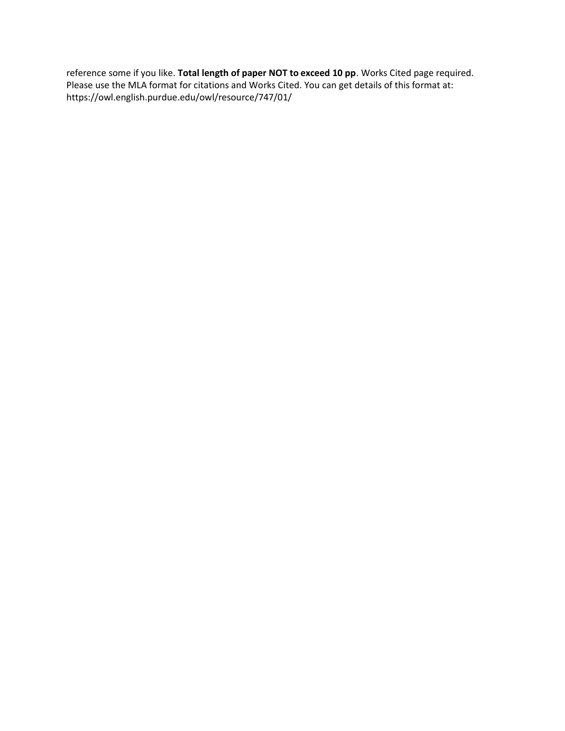reference some if you like. **Total length of paper NOT to exceed 10 pp**. Works Cited page required. Please use the MLA format for citations and Works Cited. You can get details of this format at: https://owl.english.purdue.edu/owl/resource/747/01/